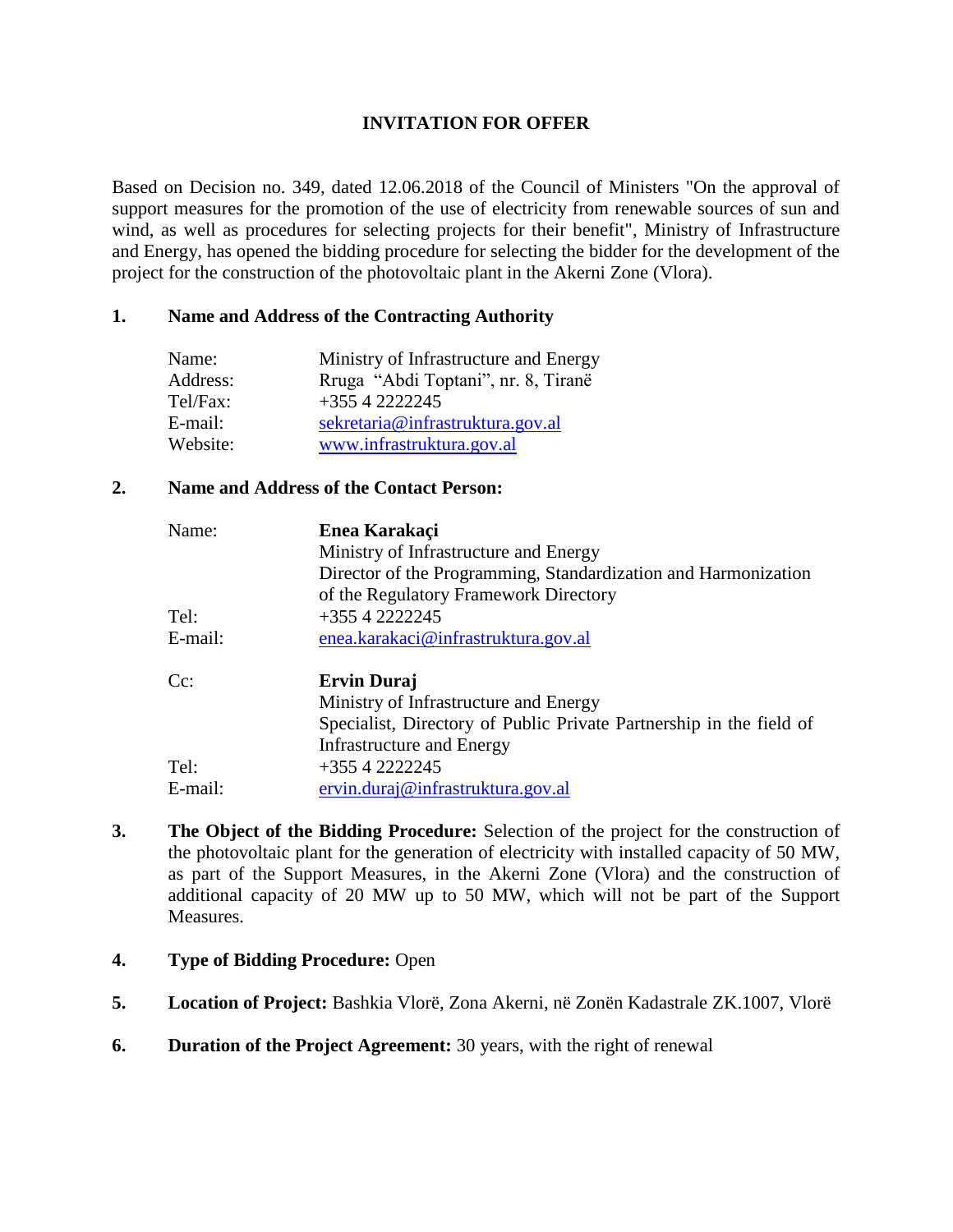# INVITATION FOR OFFER

Based on Decision no. 349, dated 12.06.2018 of the Council of Ministers "On the approval of support measures for the promotion of the use of electricity from renewable sources of sun and wind, as well as procedures for selecting projects for their benefit", Ministry of Infrastructure and Energy, has opened the bidding procedure for selecting the bidder for the development of the project for the construction of the photovoltaic plant in the Akerni Zone (Vlora).

## 1. Name and Address of the Contracting Authority

| | |
|---|---|
| Name: | Ministry of Infrastructure and Energy |
| Address: | Rruga "Abdi Toptani", nr. 8, Tiranë |
| Tel/Fax: | +355 4 2222245 |
| E-mail: | sekretaria@infrastruktura.gov.al |
| Website: | www.infrastruktura.gov.al |

## 2. Name and Address of the Contact Person:

| | |
|---|---|
| Name: | **Enea Karakaçi**<br>Ministry of Infrastructure and Energy<br>Director of the Programming, Standardization and Harmonization of the Regulatory Framework Directory |
| Tel: | +355 4 2222245 |
| E-mail: | enea.karakaci@infrastruktura.gov.al |
| Cc: | **Ervin Duraj**<br>Ministry of Infrastructure and Energy<br>Specialist, Directory of Public Private Partnership in the field of Infrastructure and Energy |
| Tel: | +355 4 2222245 |
| E-mail: | ervin.duraj@infrastruktura.gov.al |

3. **The Object of the Bidding Procedure:** Selection of the project for the construction of the photovoltaic plant for the generation of electricity with installed capacity of 50 MW, as part of the Support Measures, in the Akerni Zone (Vlora) and the construction of additional capacity of 20 MW up to 50 MW, which will not be part of the Support Measures.

4. **Type of Bidding Procedure:** Open

5. **Location of Project:** Bashkia Vlorë, Zona Akerni, në Zonën Kadastrale ZK.1007, Vlorë

6. **Duration of the Project Agreement:** 30 years, with the right of renewal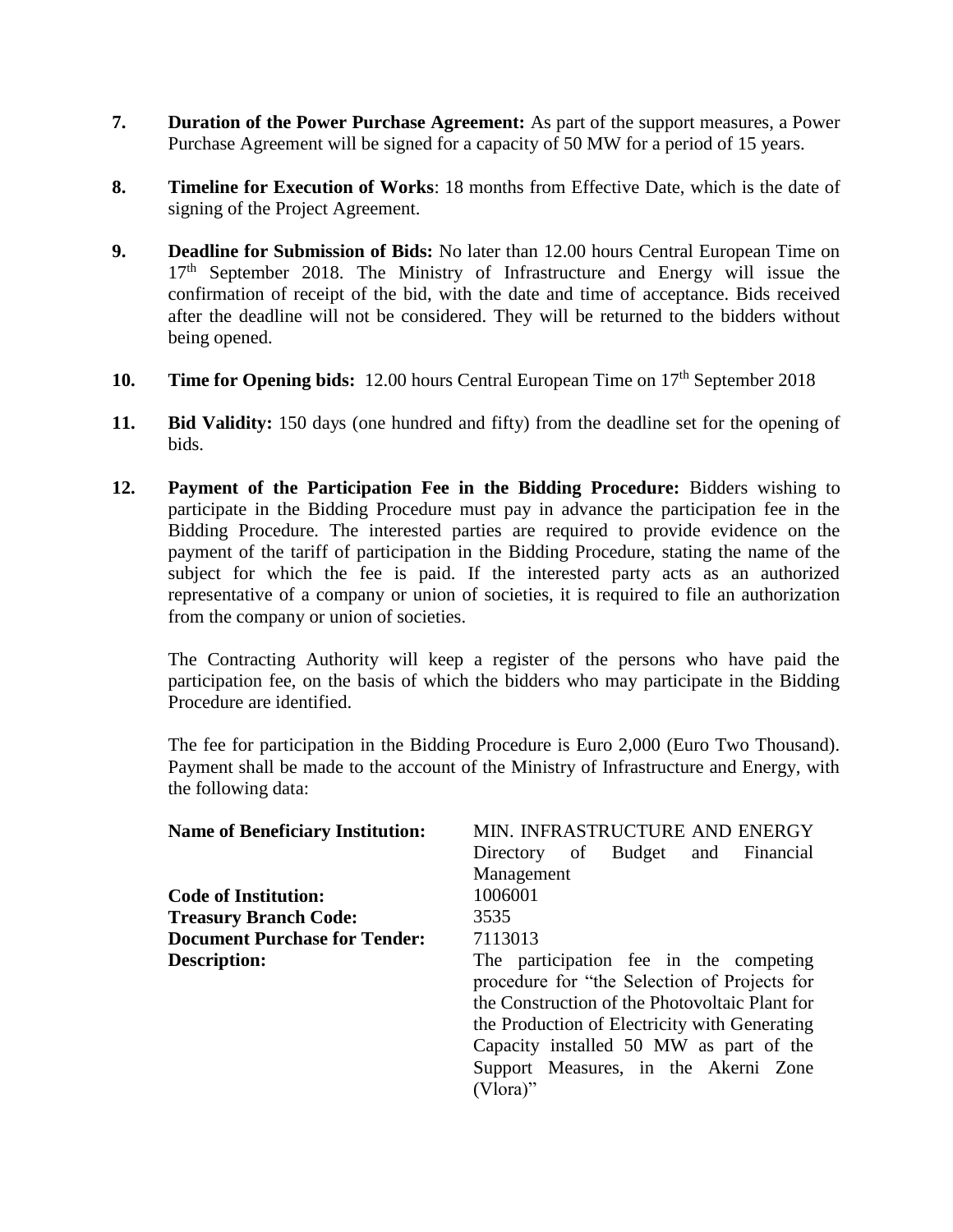7. **Duration of the Power Purchase Agreement:** As part of the support measures, a Power Purchase Agreement will be signed for a capacity of 50 MW for a period of 15 years.

8. **Timeline for Execution of Works**: 18 months from Effective Date, which is the date of signing of the Project Agreement.

9. **Deadline for Submission of Bids:** No later than 12.00 hours Central European Time on 17th September 2018. The Ministry of Infrastructure and Energy will issue the confirmation of receipt of the bid, with the date and time of acceptance. Bids received after the deadline will not be considered. They will be returned to the bidders without being opened.

10. **Time for Opening bids:** 12.00 hours Central European Time on 17th September 2018

11. **Bid Validity:** 150 days (one hundred and fifty) from the deadline set for the opening of bids.

12. **Payment of the Participation Fee in the Bidding Procedure:** Bidders wishing to participate in the Bidding Procedure must pay in advance the participation fee in the Bidding Procedure. The interested parties are required to provide evidence on the payment of the tariff of participation in the Bidding Procedure, stating the name of the subject for which the fee is paid. If the interested party acts as an authorized representative of a company or union of societies, it is required to file an authorization from the company or union of societies.

    The Contracting Authority will keep a register of the persons who have paid the participation fee, on the basis of which the bidders who may participate in the Bidding Procedure are identified.

    The fee for participation in the Bidding Procedure is Euro 2,000 (Euro Two Thousand). Payment shall be made to the account of the Ministry of Infrastructure and Energy, with the following data:

| | |
|---|---|
| **Name of Beneficiary Institution:** | MIN. INFRASTRUCTURE AND ENERGY Directory of Budget and Financial Management |
| **Code of Institution:** | 1006001 |
| **Treasury Branch Code:** | 3535 |
| **Document Purchase for Tender:** | 7113013 |
| **Description:** | The participation fee in the competing procedure for "the Selection of Projects for the Construction of the Photovoltaic Plant for the Production of Electricity with Generating Capacity installed 50 MW as part of the Support Measures, in the Akerni Zone (Vlora)" |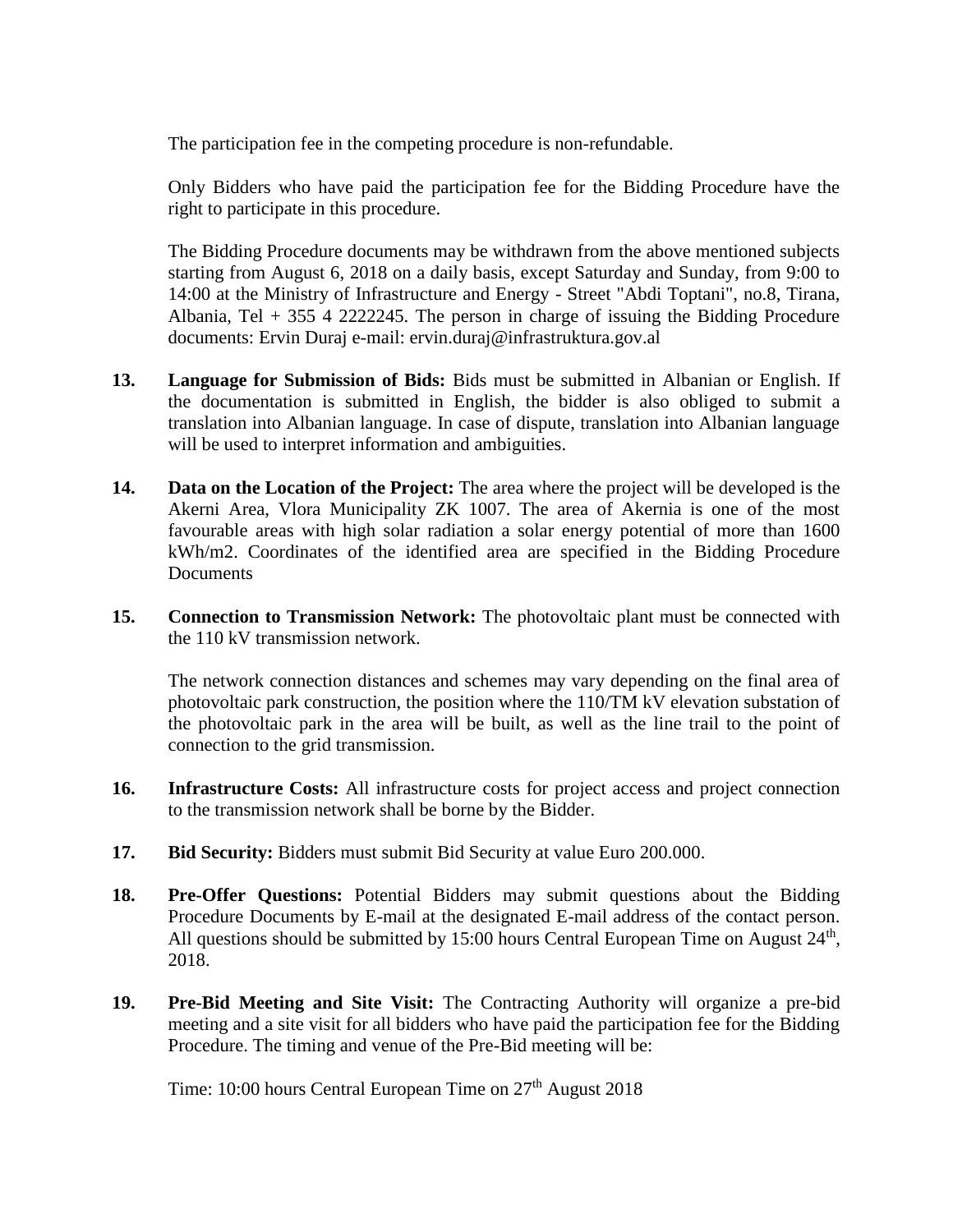The participation fee in the competing procedure is non-refundable.

Only Bidders who have paid the participation fee for the Bidding Procedure have the right to participate in this procedure.

The Bidding Procedure documents may be withdrawn from the above mentioned subjects starting from August 6, 2018 on a daily basis, except Saturday and Sunday, from 9:00 to 14:00 at the Ministry of Infrastructure and Energy - Street "Abdi Toptani", no.8, Tirana, Albania, Tel + 355 4 2222245. The person in charge of issuing the Bidding Procedure documents: Ervin Duraj e-mail: ervin.duraj@infrastruktura.gov.al

13. **Language for Submission of Bids:** Bids must be submitted in Albanian or English. If the documentation is submitted in English, the bidder is also obliged to submit a translation into Albanian language. In case of dispute, translation into Albanian language will be used to interpret information and ambiguities.

14. **Data on the Location of the Project:** The area where the project will be developed is the Akerni Area, Vlora Municipality ZK 1007. The area of Akernia is one of the most favourable areas with high solar radiation a solar energy potential of more than 1600 kWh/m2. Coordinates of the identified area are specified in the Bidding Procedure Documents

15. **Connection to Transmission Network:** The photovoltaic plant must be connected with the 110 kV transmission network.

    The network connection distances and schemes may vary depending on the final area of photovoltaic park construction, the position where the 110/TM kV elevation substation of the photovoltaic park in the area will be built, as well as the line trail to the point of connection to the grid transmission.

16. **Infrastructure Costs:** All infrastructure costs for project access and project connection to the transmission network shall be borne by the Bidder.

17. **Bid Security:** Bidders must submit Bid Security at value Euro 200.000.

18. **Pre-Offer Questions:** Potential Bidders may submit questions about the Bidding Procedure Documents by E-mail at the designated E-mail address of the contact person. All questions should be submitted by 15:00 hours Central European Time on August 24th, 2018.

19. **Pre-Bid Meeting and Site Visit:** The Contracting Authority will organize a pre-bid meeting and a site visit for all bidders who have paid the participation fee for the Bidding Procedure. The timing and venue of the Pre-Bid meeting will be:

    Time: 10:00 hours Central European Time on 27th August 2018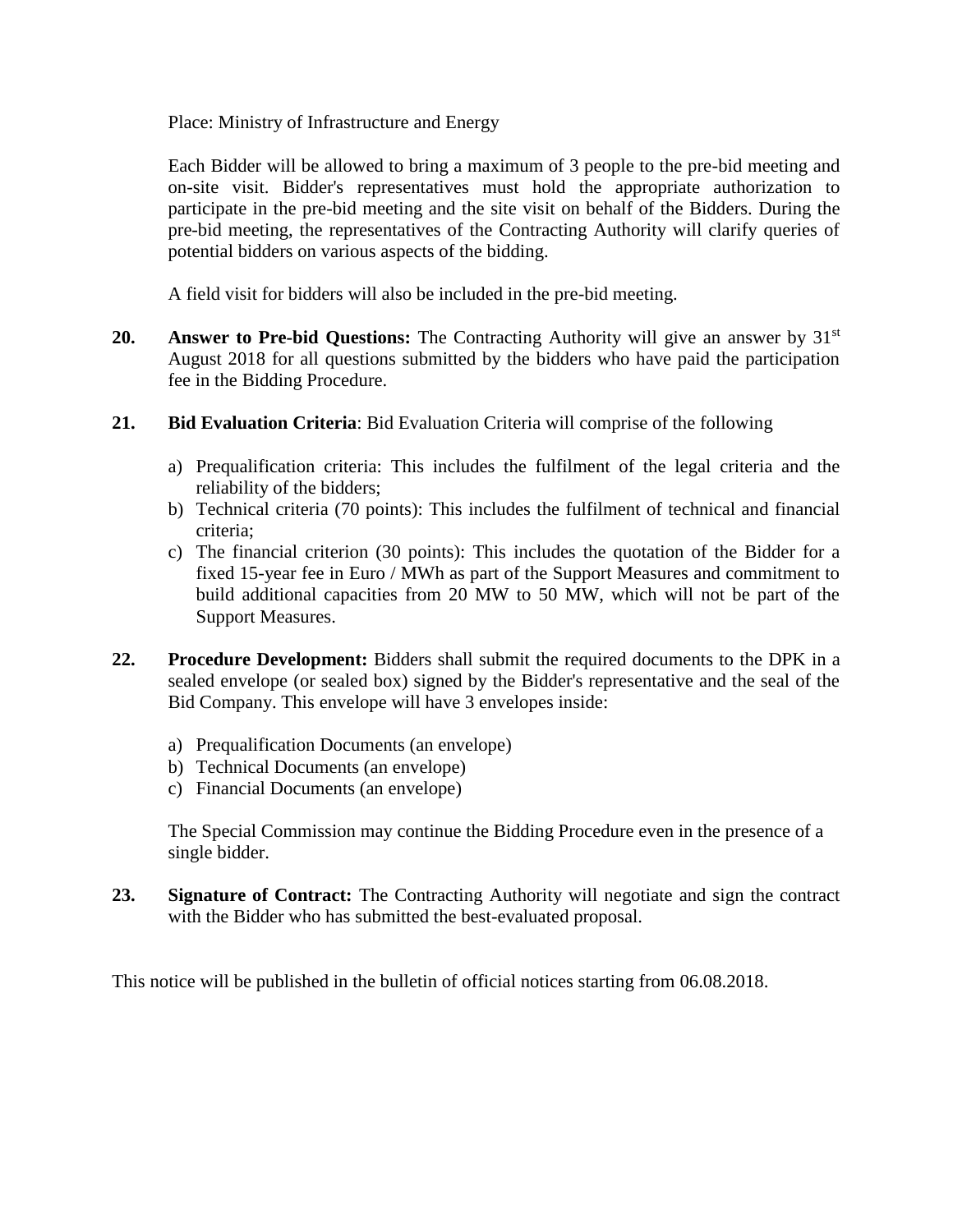Place: Ministry of Infrastructure and Energy

Each Bidder will be allowed to bring a maximum of 3 people to the pre-bid meeting and on-site visit. Bidder's representatives must hold the appropriate authorization to participate in the pre-bid meeting and the site visit on behalf of the Bidders. During the pre-bid meeting, the representatives of the Contracting Authority will clarify queries of potential bidders on various aspects of the bidding.

A field visit for bidders will also be included in the pre-bid meeting.

**20.** **Answer to Pre-bid Questions:** The Contracting Authority will give an answer by 31st August 2018 for all questions submitted by the bidders who have paid the participation fee in the Bidding Procedure.

**21.** **Bid Evaluation Criteria**: Bid Evaluation Criteria will comprise of the following

a) Prequalification criteria: This includes the fulfilment of the legal criteria and the reliability of the bidders;
b) Technical criteria (70 points): This includes the fulfilment of technical and financial criteria;
c) The financial criterion (30 points): This includes the quotation of the Bidder for a fixed 15-year fee in Euro / MWh as part of the Support Measures and commitment to build additional capacities from 20 MW to 50 MW, which will not be part of the Support Measures.

**22.** **Procedure Development:** Bidders shall submit the required documents to the DPK in a sealed envelope (or sealed box) signed by the Bidder's representative and the seal of the Bid Company. This envelope will have 3 envelopes inside:

a) Prequalification Documents (an envelope)
b) Technical Documents (an envelope)
c) Financial Documents (an envelope)

The Special Commission may continue the Bidding Procedure even in the presence of a single bidder.

**23.** **Signature of Contract:** The Contracting Authority will negotiate and sign the contract with the Bidder who has submitted the best-evaluated proposal.

This notice will be published in the bulletin of official notices starting from 06.08.2018.